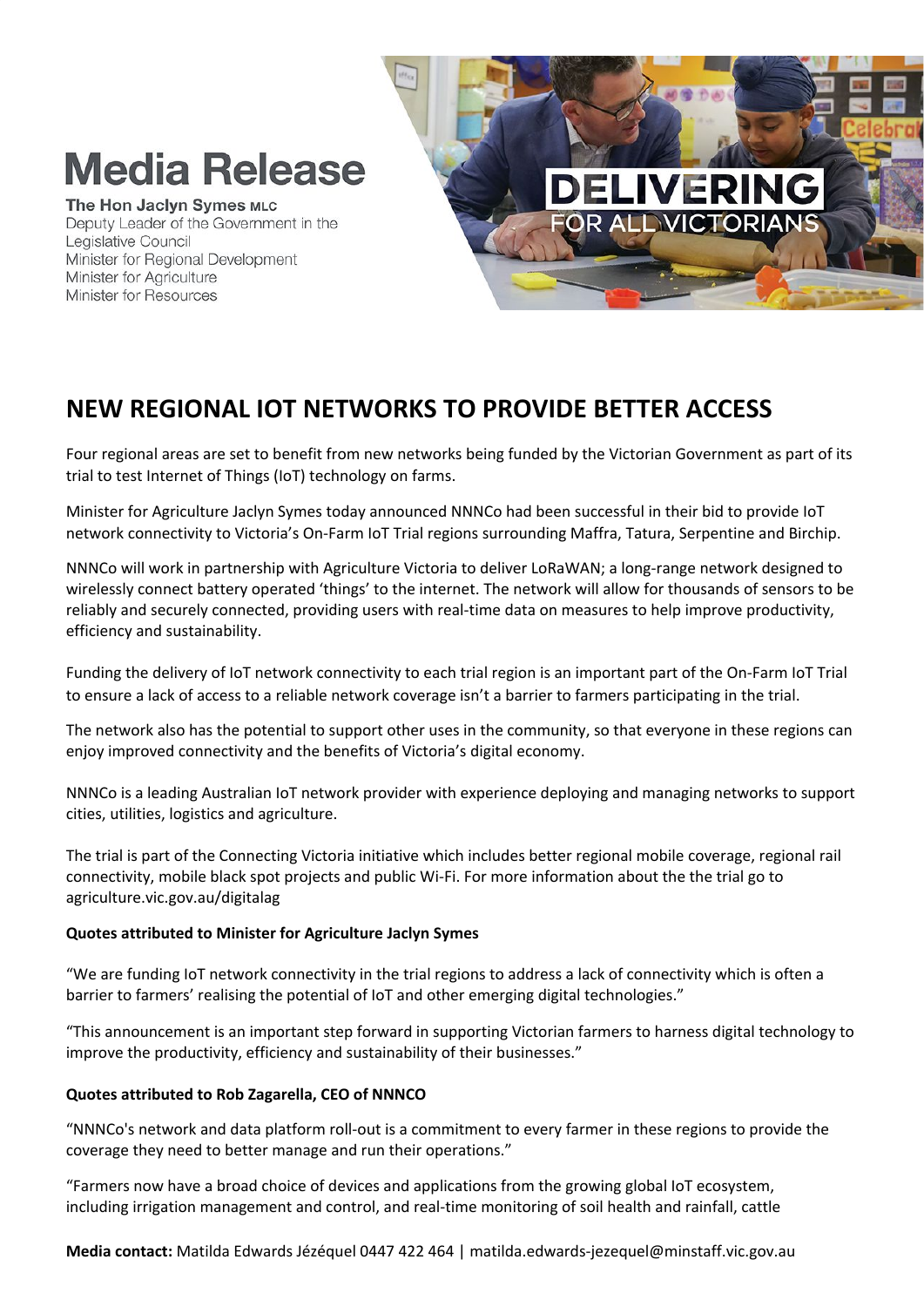# Media Release

**The Hon Jaclyn Symes MLC**
Deputy Leader of the Government in the Legislative Council
Minister for Regional Development
Minister for Agriculture
Minister for Resources

DELIVERING FOR ALL VICTORIANS

## NEW REGIONAL IOT NETWORKS TO PROVIDE BETTER ACCESS

Four regional areas are set to benefit from new networks being funded by the Victorian Government as part of its trial to test Internet of Things (IoT) technology on farms.

Minister for Agriculture Jaclyn Symes today announced NNNCo had been successful in their bid to provide IoT network connectivity to Victoria's On-Farm IoT Trial regions surrounding Maffra, Tatura, Serpentine and Birchip.

NNNCo will work in partnership with Agriculture Victoria to deliver LoRaWAN; a long-range network designed to wirelessly connect battery operated 'things' to the internet. The network will allow for thousands of sensors to be reliably and securely connected, providing users with real-time data on measures to help improve productivity, efficiency and sustainability.

Funding the delivery of IoT network connectivity to each trial region is an important part of the On-Farm IoT Trial to ensure a lack of access to a reliable network coverage isn't a barrier to farmers participating in the trial.

The network also has the potential to support other uses in the community, so that everyone in these regions can enjoy improved connectivity and the benefits of Victoria's digital economy.

NNNCo is a leading Australian IoT network provider with experience deploying and managing networks to support cities, utilities, logistics and agriculture.

The trial is part of the Connecting Victoria initiative which includes better regional mobile coverage, regional rail connectivity, mobile black spot projects and public Wi-Fi. For more information about the the trial go to agriculture.vic.gov.au/digitalag

**Quotes attributed to Minister for Agriculture Jaclyn Symes**

"We are funding IoT network connectivity in the trial regions to address a lack of connectivity which is often a barrier to farmers' realising the potential of IoT and other emerging digital technologies."

"This announcement is an important step forward in supporting Victorian farmers to harness digital technology to improve the productivity, efficiency and sustainability of their businesses."

**Quotes attributed to Rob Zagarella, CEO of NNNCO**

"NNNCo's network and data platform roll-out is a commitment to every farmer in these regions to provide the coverage they need to better manage and run their operations."

"Farmers now have a broad choice of devices and applications from the growing global IoT ecosystem, including irrigation management and control, and real-time monitoring of soil health and rainfall, cattle

**Media contact:** Matilda Edwards Jézéquel 0447 422 464 | matilda.edwards-jezequel@minstaff.vic.gov.au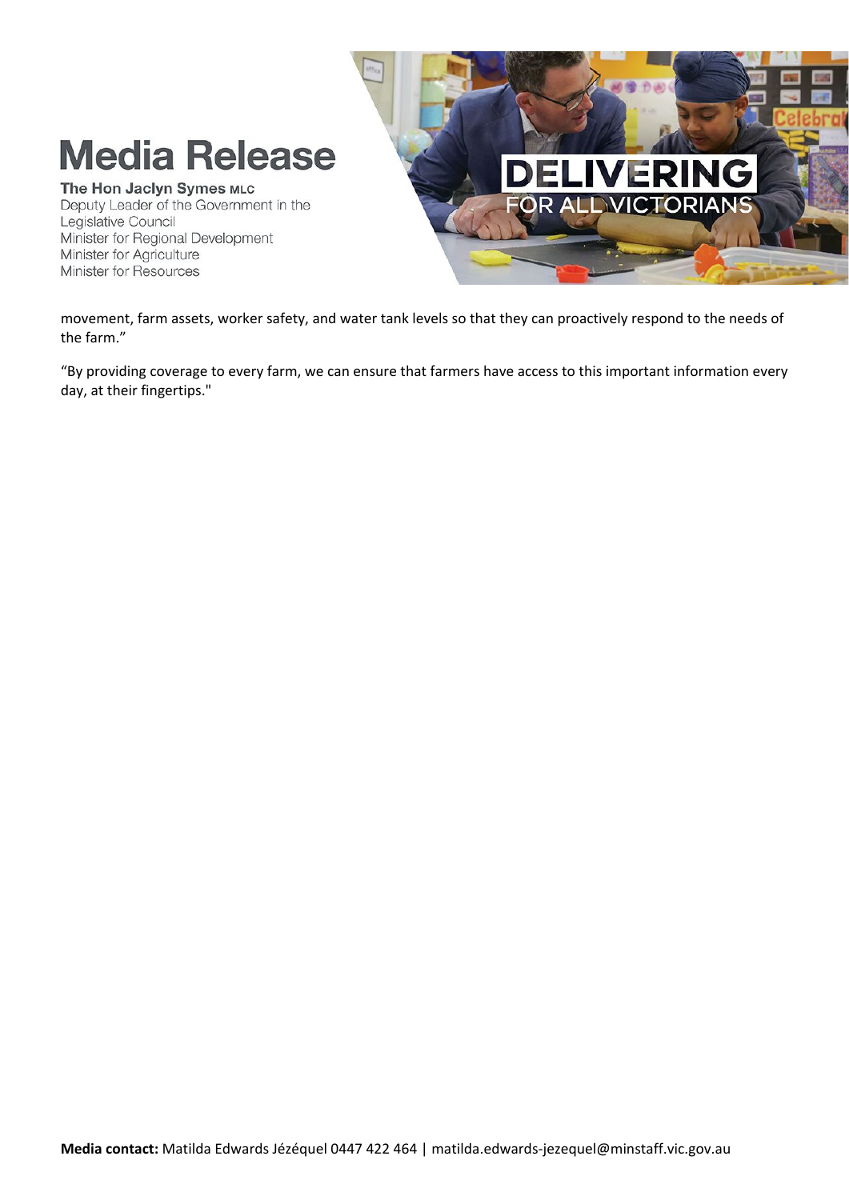# Media Release

**The Hon Jaclyn Symes MLC**
Deputy Leader of the Government in the Legislative Council
Minister for Regional Development
Minister for Agriculture
Minister for Resources

movement, farm assets, worker safety, and water tank levels so that they can proactively respond to the needs of the farm."

"By providing coverage to every farm, we can ensure that farmers have access to this important information every day, at their fingertips."

**Media contact:** Matilda Edwards Jézéquel 0447 422 464 | matilda.edwards-jezequel@minstaff.vic.gov.au